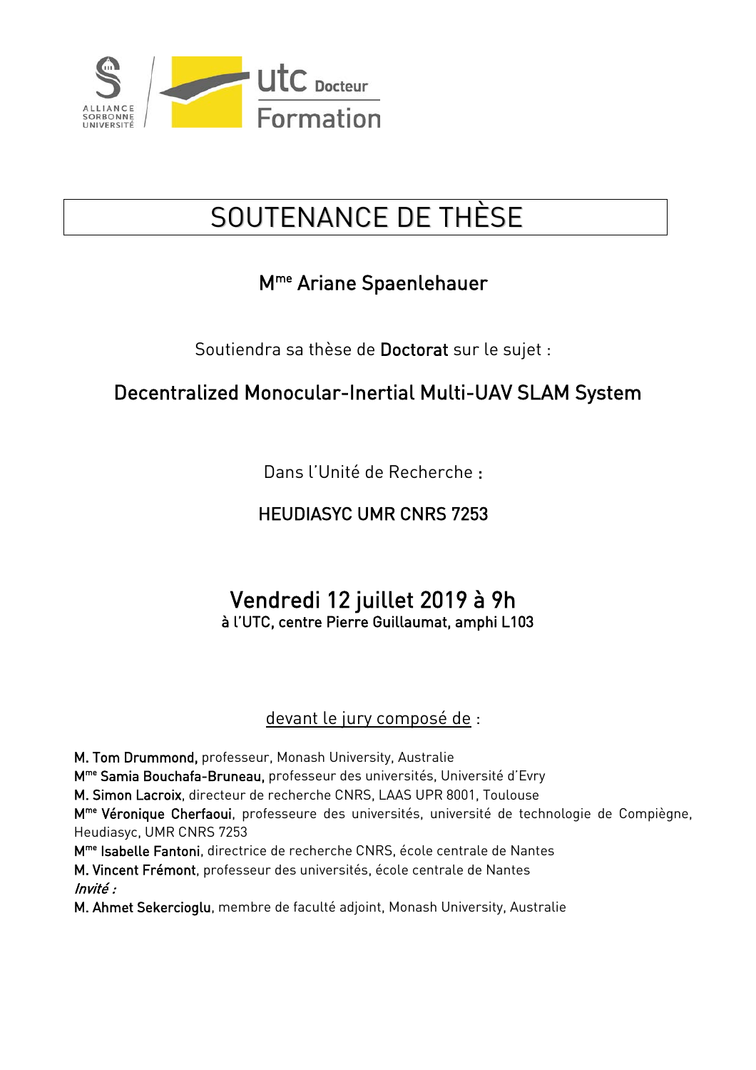# SOUTENANCE DE THÈSE

## M^me^ Ariane Spaenlehauer

Soutiendra sa thèse de **Doctorat** sur le sujet :

## Decentralized Monocular-Inertial Multi-UAV SLAM System

Dans l'Unité de Recherche **:**

**HEUDIASYC UMR CNRS 7253**

## Vendredi 12 juillet 2019 à 9h

**à l'UTC, centre Pierre Guillaumat, amphi L103**

devant le jury composé de :

**M. Tom Drummond,** professeur, Monash University, Australie
**M^me^ Samia Bouchafa-Bruneau,** professeur des universités, Université d'Evry
**M. Simon Lacroix**, directeur de recherche CNRS, LAAS UPR 8001, Toulouse
**M^me^ Véronique Cherfaoui**, professeure des universités, université de technologie de Compiègne, Heudiasyc, UMR CNRS 7253
**M^me^ Isabelle Fantoni**, directrice de recherche CNRS, école centrale de Nantes
**M. Vincent Frémont**, professeur des universités, école centrale de Nantes
*Invité :*
**M. Ahmet Sekercioglu**, membre de faculté adjoint, Monash University, Australie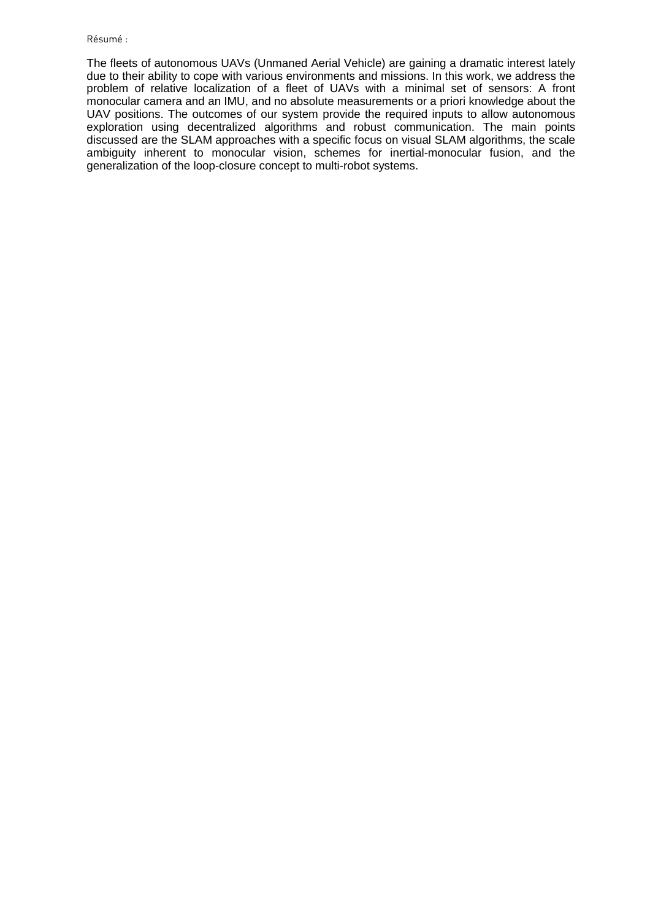Résumé :

The fleets of autonomous UAVs (Unmaned Aerial Vehicle) are gaining a dramatic interest lately due to their ability to cope with various environments and missions. In this work, we address the problem of relative localization of a fleet of UAVs with a minimal set of sensors: A front monocular camera and an IMU, and no absolute measurements or a priori knowledge about the UAV positions. The outcomes of our system provide the required inputs to allow autonomous exploration using decentralized algorithms and robust communication. The main points discussed are the SLAM approaches with a specific focus on visual SLAM algorithms, the scale ambiguity inherent to monocular vision, schemes for inertial-monocular fusion, and the generalization of the loop-closure concept to multi-robot systems.